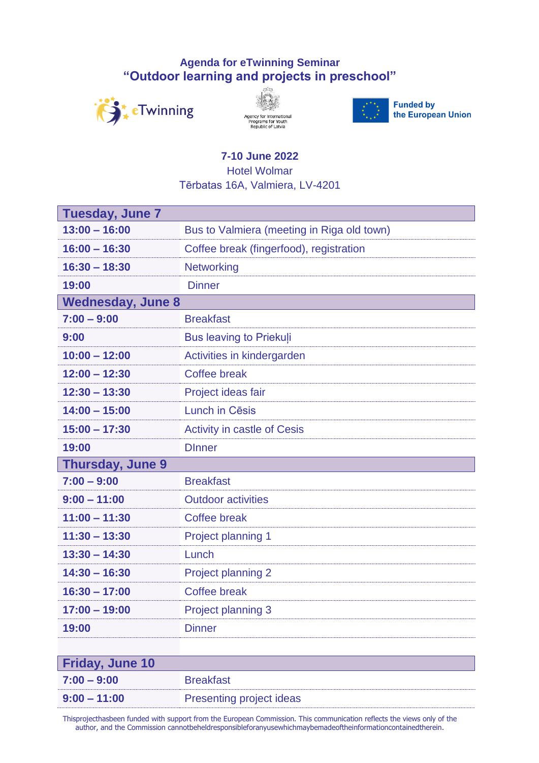**Agenda for eTwinning Seminar**

# “Outdoor learning and projects in preschool”

eTwinning

Agency for International Programs for Youth Republic of Latvia

Funded by the European Union

**7-10 June 2022**

Hotel Wolmar

Tērbatas 16A, Valmiera, LV-4201

| **Tuesday, June 7** | |
|---|---|
| **13:00 – 16:00** | Bus to Valmiera (meeting in Riga old town) |
| **16:00 – 16:30** | Coffee break (fingerfood), registration |
| **16:30 – 18:30** | Networking |
| **19:00** | Dinner |
| **Wednesday, June 8** | |
| **7:00 – 9:00** | Breakfast |
| **9:00** | Bus leaving to Priekuļi |
| **10:00 – 12:00** | Activities in kindergarden |
| **12:00 – 12:30** | Coffee break |
| **12:30 – 13:30** | Project ideas fair |
| **14:00 – 15:00** | Lunch in Cēsis |
| **15:00 – 17:30** | Activity in castle of Cesis |
| **19:00** | DInner |
| **Thursday, June 9** | |
| **7:00 – 9:00** | Breakfast |
| **9:00 – 11:00** | Outdoor activities |
| **11:00 – 11:30** | Coffee break |
| **11:30 – 13:30** | Project planning 1 |
| **13:30 – 14:30** | Lunch |
| **14:30 – 16:30** | Project planning 2 |
| **16:30 – 17:00** | Coffee break |
| **17:00 – 19:00** | Project planning 3 |
| **19:00** | Dinner |
| | |
| **Friday, June 10** | |
| **7:00 – 9:00** | Breakfast |
| **9:00 – 11:00** | Presenting project ideas |

Thisprojecthasbeen funded with support from the European Commission. This communication reflects the views only of the author, and the Commission cannotbeheldresponsibleforanyusewhichmaybemadeoftheinformationcontainedtherein.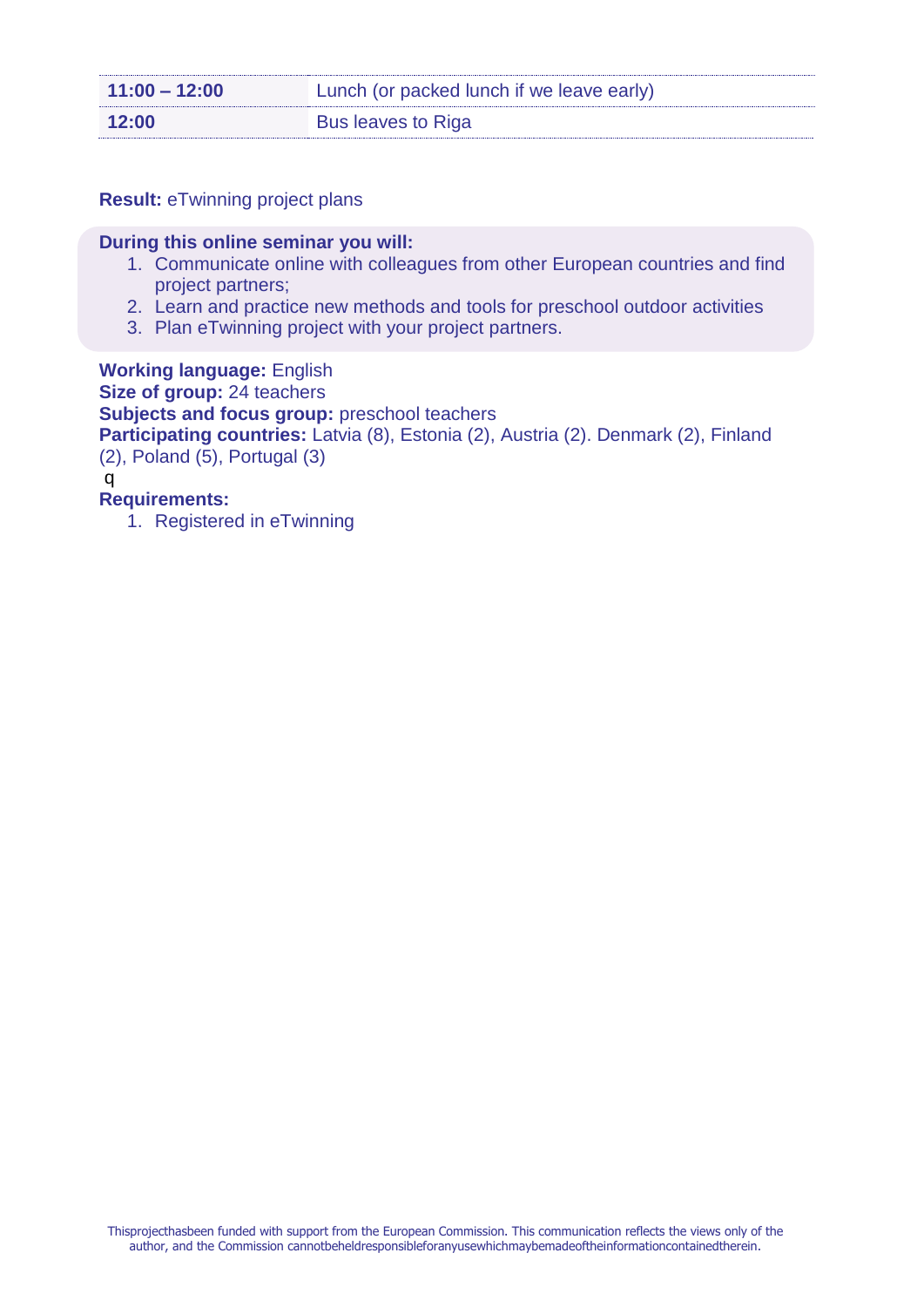| | |
|---|---|
| **11:00 – 12:00** | Lunch (or packed lunch if we leave early) |
| **12:00** | Bus leaves to Riga |

**Result:** eTwinning project plans

**During this online seminar you will:**

1. Communicate online with colleagues from other European countries and find project partners;
2. Learn and practice new methods and tools for preschool outdoor activities
3. Plan eTwinning project with your project partners.

**Working language:** English
**Size of group:** 24 teachers
**Subjects and focus group:** preschool teachers
**Participating countries:** Latvia (8), Estonia (2), Austria (2). Denmark (2), Finland (2), Poland (5), Portugal (3)

q

**Requirements:**

1. Registered in eTwinning

Thisprojecthasbeen funded with support from the European Commission. This communication reflects the views only of the author, and the Commission cannotbeheldresponsibleforanyusewhichmaybemadeoftheinformationcontainedtherein.